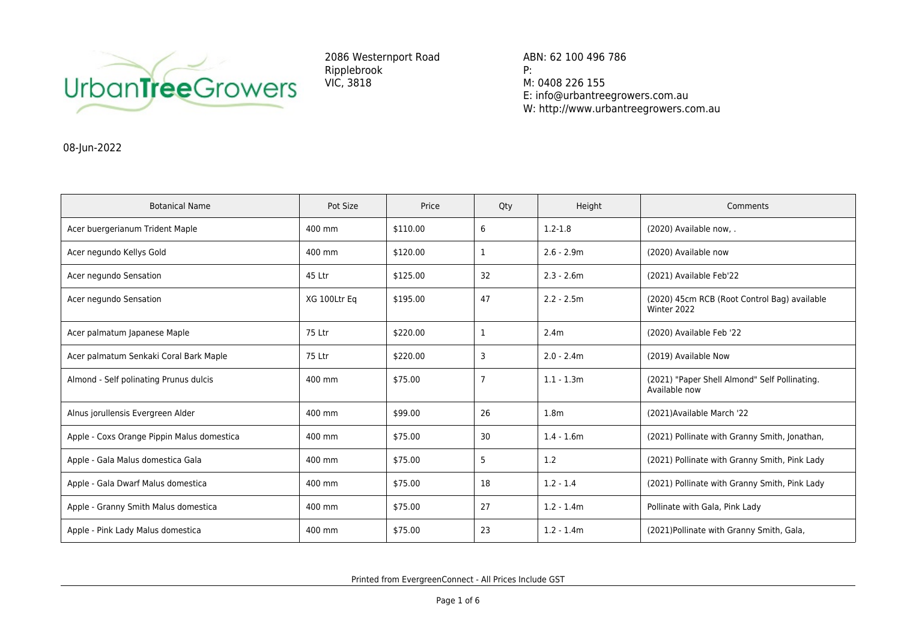UrbanTreeGrowers

2086 Westernport Road
Ripplebrook
VIC, 3818

ABN: 62 100 496 786
P:
M: 0408 226 155
E: info@urbantreegrowers.com.au
W: http://www.urbantreegrowers.com.au

08-Jun-2022

| Botanical Name | Pot Size | Price | Qty | Height | Comments |
|---|---|---|---|---|---|
| Acer buergerianum Trident Maple | 400 mm | $110.00 | 6 | 1.2-1.8 | (2020) Available now, . |
| Acer negundo Kellys Gold | 400 mm | $120.00 | 1 | 2.6 - 2.9m | (2020) Available now |
| Acer negundo Sensation | 45 Ltr | $125.00 | 32 | 2.3 - 2.6m | (2021) Available Feb'22 |
| Acer negundo Sensation | XG 100Ltr Eq | $195.00 | 47 | 2.2 - 2.5m | (2020) 45cm RCB (Root Control Bag) available Winter 2022 |
| Acer palmatum Japanese Maple | 75 Ltr | $220.00 | 1 | 2.4m | (2020) Available Feb '22 |
| Acer palmatum Senkaki Coral Bark Maple | 75 Ltr | $220.00 | 3 | 2.0 - 2.4m | (2019) Available Now |
| Almond - Self polinating Prunus dulcis | 400 mm | $75.00 | 7 | 1.1 - 1.3m | (2021) "Paper Shell Almond" Self Pollinating. Available now |
| Alnus jorullensis Evergreen Alder | 400 mm | $99.00 | 26 | 1.8m | (2021)Available March '22 |
| Apple - Coxs Orange Pippin Malus domestica | 400 mm | $75.00 | 30 | 1.4 - 1.6m | (2021) Pollinate with Granny Smith, Jonathan, |
| Apple - Gala Malus domestica Gala | 400 mm | $75.00 | 5 | 1.2 | (2021) Pollinate with Granny Smith, Pink Lady |
| Apple - Gala Dwarf Malus domestica | 400 mm | $75.00 | 18 | 1.2 - 1.4 | (2021) Pollinate with Granny Smith, Pink Lady |
| Apple - Granny Smith Malus domestica | 400 mm | $75.00 | 27 | 1.2 - 1.4m | Pollinate with Gala, Pink Lady |
| Apple - Pink Lady Malus domestica | 400 mm | $75.00 | 23 | 1.2 - 1.4m | (2021)Pollinate with Granny Smith, Gala, |

Printed from EvergreenConnect - All Prices Include GST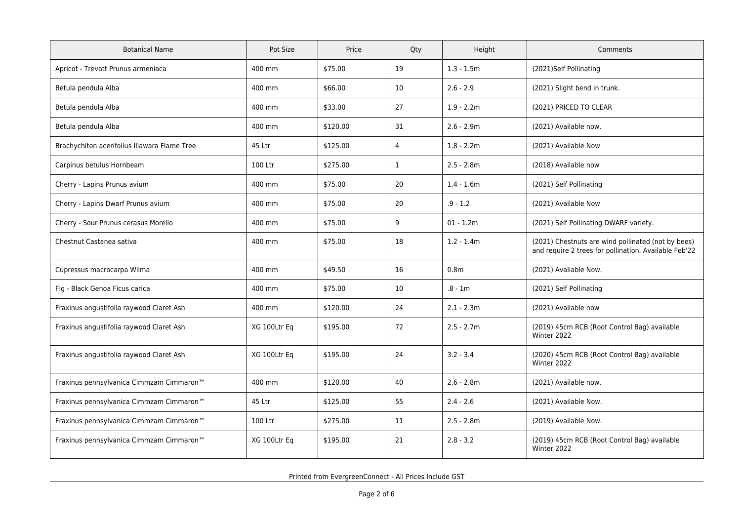| Botanical Name | Pot Size | Price | Qty | Height | Comments |
|---|---|---|---|---|---|
| Apricot - Trevatt Prunus armeniaca | 400 mm | $75.00 | 19 | 1.3 - 1.5m | (2021)Self Pollinating |
| Betula pendula Alba | 400 mm | $66.00 | 10 | 2.6 - 2.9 | (2021) Slight bend in trunk. |
| Betula pendula Alba | 400 mm | $33.00 | 27 | 1.9 - 2.2m | (2021) PRICED TO CLEAR |
| Betula pendula Alba | 400 mm | $120.00 | 31 | 2.6 - 2.9m | (2021) Available now. |
| Brachychiton acerifolius Illawara Flame Tree | 45 Ltr | $125.00 | 4 | 1.8 - 2.2m | (2021) Available Now |
| Carpinus betulus Hornbeam | 100 Ltr | $275.00 | 1 | 2.5 - 2.8m | (2018) Available now |
| Cherry - Lapins Prunus avium | 400 mm | $75.00 | 20 | 1.4 - 1.6m | (2021) Self Pollinating |
| Cherry - Lapins Dwarf Prunus avium | 400 mm | $75.00 | 20 | .9 - 1.2 | (2021) Available Now |
| Cherry - Sour Prunus cerasus Morello | 400 mm | $75.00 | 9 | 01 - 1.2m | (2021) Self Pollinating DWARF variety. |
| Chestnut Castanea sativa | 400 mm | $75.00 | 18 | 1.2 - 1.4m | (2021) Chestnuts are wind pollinated (not by bees) and require 2 trees for pollination. Available Feb'22 |
| Cupressus macrocarpa Wilma | 400 mm | $49.50 | 16 | 0.8m | (2021) Available Now. |
| Fig - Black Genoa Ficus carica | 400 mm | $75.00 | 10 | .8 - 1m | (2021) Self Pollinating |
| Fraxinus angustifolia raywood Claret Ash | 400 mm | $120.00 | 24 | 2.1 - 2.3m | (2021) Available now |
| Fraxinus angustifolia raywood Claret Ash | XG 100Ltr Eq | $195.00 | 72 | 2.5 - 2.7m | (2019) 45cm RCB (Root Control Bag) available Winter 2022 |
| Fraxinus angustifolia raywood Claret Ash | XG 100Ltr Eq | $195.00 | 24 | 3.2 - 3.4 | (2020) 45cm RCB (Root Control Bag) available Winter 2022 |
| Fraxinus pennsylvanica Cimmzam Cimmaron™ | 400 mm | $120.00 | 40 | 2.6 - 2.8m | (2021) Available now. |
| Fraxinus pennsylvanica Cimmzam Cimmaron™ | 45 Ltr | $125.00 | 55 | 2.4 - 2.6 | (2021) Available Now. |
| Fraxinus pennsylvanica Cimmzam Cimmaron™ | 100 Ltr | $275.00 | 11 | 2.5 - 2.8m | (2019) Available Now. |
| Fraxinus pennsylvanica Cimmzam Cimmaron™ | XG 100Ltr Eq | $195.00 | 21 | 2.8 - 3.2 | (2019) 45cm RCB (Root Control Bag) available Winter 2022 |

Printed from EvergreenConnect - All Prices Include GST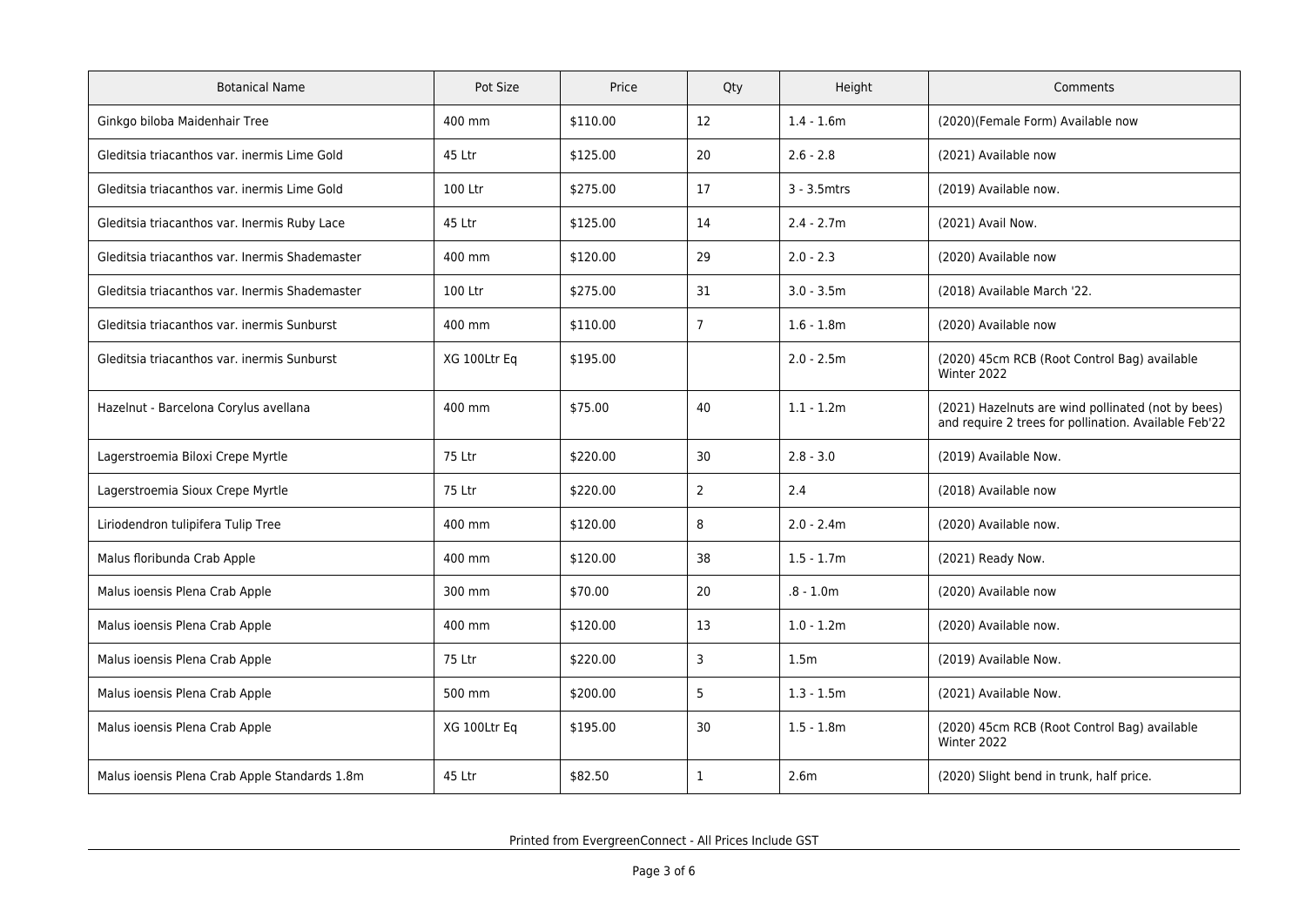| Botanical Name | Pot Size | Price | Qty | Height | Comments |
|---|---|---|---|---|---|
| Ginkgo biloba Maidenhair Tree | 400 mm | $110.00 | 12 | 1.4 - 1.6m | (2020)(Female Form) Available now |
| Gleditsia triacanthos var. inermis Lime Gold | 45 Ltr | $125.00 | 20 | 2.6 - 2.8 | (2021) Available now |
| Gleditsia triacanthos var. inermis Lime Gold | 100 Ltr | $275.00 | 17 | 3 - 3.5mtrs | (2019) Available now. |
| Gleditsia triacanthos var. Inermis Ruby Lace | 45 Ltr | $125.00 | 14 | 2.4 - 2.7m | (2021) Avail Now. |
| Gleditsia triacanthos var. Inermis Shademaster | 400 mm | $120.00 | 29 | 2.0 - 2.3 | (2020) Available now |
| Gleditsia triacanthos var. Inermis Shademaster | 100 Ltr | $275.00 | 31 | 3.0 - 3.5m | (2018) Available March '22. |
| Gleditsia triacanthos var. inermis Sunburst | 400 mm | $110.00 | 7 | 1.6 - 1.8m | (2020) Available now |
| Gleditsia triacanthos var. inermis Sunburst | XG 100Ltr Eq | $195.00 | | 2.0 - 2.5m | (2020) 45cm RCB (Root Control Bag) available Winter 2022 |
| Hazelnut - Barcelona Corylus avellana | 400 mm | $75.00 | 40 | 1.1 - 1.2m | (2021) Hazelnuts are wind pollinated (not by bees) and require 2 trees for pollination. Available Feb'22 |
| Lagerstroemia Biloxi Crepe Myrtle | 75 Ltr | $220.00 | 30 | 2.8 - 3.0 | (2019) Available Now. |
| Lagerstroemia Sioux Crepe Myrtle | 75 Ltr | $220.00 | 2 | 2.4 | (2018) Available now |
| Liriodendron tulipifera Tulip Tree | 400 mm | $120.00 | 8 | 2.0 - 2.4m | (2020) Available now. |
| Malus floribunda Crab Apple | 400 mm | $120.00 | 38 | 1.5 - 1.7m | (2021) Ready Now. |
| Malus ioensis Plena Crab Apple | 300 mm | $70.00 | 20 | .8 - 1.0m | (2020) Available now |
| Malus ioensis Plena Crab Apple | 400 mm | $120.00 | 13 | 1.0 - 1.2m | (2020) Available now. |
| Malus ioensis Plena Crab Apple | 75 Ltr | $220.00 | 3 | 1.5m | (2019) Available Now. |
| Malus ioensis Plena Crab Apple | 500 mm | $200.00 | 5 | 1.3 - 1.5m | (2021) Available Now. |
| Malus ioensis Plena Crab Apple | XG 100Ltr Eq | $195.00 | 30 | 1.5 - 1.8m | (2020) 45cm RCB (Root Control Bag) available Winter 2022 |
| Malus ioensis Plena Crab Apple Standards 1.8m | 45 Ltr | $82.50 | 1 | 2.6m | (2020) Slight bend in trunk, half price. |

Printed from EvergreenConnect - All Prices Include GST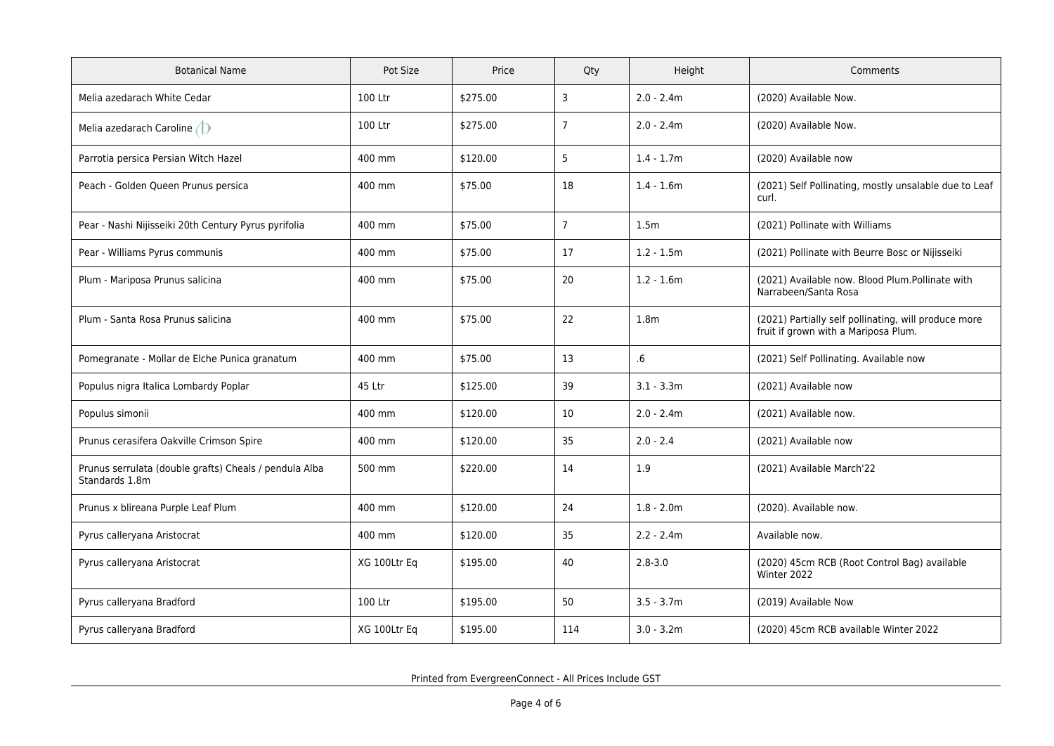| Botanical Name | Pot Size | Price | Qty | Height | Comments |
|---|---|---|---|---|---|
| Melia azedarach White Cedar | 100 Ltr | $275.00 | 3 | 2.0 - 2.4m | (2020) Available Now. |
| Melia azedarach Caroline | 100 Ltr | $275.00 | 7 | 2.0 - 2.4m | (2020) Available Now. |
| Parrotia persica Persian Witch Hazel | 400 mm | $120.00 | 5 | 1.4 - 1.7m | (2020) Available now |
| Peach - Golden Queen Prunus persica | 400 mm | $75.00 | 18 | 1.4 - 1.6m | (2021) Self Pollinating, mostly unsalable due to Leaf curl. |
| Pear - Nashi Nijisseiki 20th Century Pyrus pyrifolia | 400 mm | $75.00 | 7 | 1.5m | (2021) Pollinate with Williams |
| Pear - Williams Pyrus communis | 400 mm | $75.00 | 17 | 1.2 - 1.5m | (2021) Pollinate with Beurre Bosc or Nijisseiki |
| Plum - Mariposa Prunus salicina | 400 mm | $75.00 | 20 | 1.2 - 1.6m | (2021) Available now. Blood Plum.Pollinate with Narrabeen/Santa Rosa |
| Plum - Santa Rosa Prunus salicina | 400 mm | $75.00 | 22 | 1.8m | (2021) Partially self pollinating, will produce more fruit if grown with a Mariposa Plum. |
| Pomegranate - Mollar de Elche Punica granatum | 400 mm | $75.00 | 13 | .6 | (2021) Self Pollinating. Available now |
| Populus nigra Italica Lombardy Poplar | 45 Ltr | $125.00 | 39 | 3.1 - 3.3m | (2021) Available now |
| Populus simonii | 400 mm | $120.00 | 10 | 2.0 - 2.4m | (2021) Available now. |
| Prunus cerasifera Oakville Crimson Spire | 400 mm | $120.00 | 35 | 2.0 - 2.4 | (2021) Available now |
| Prunus serrulata (double grafts) Cheals / pendula Alba Standards 1.8m | 500 mm | $220.00 | 14 | 1.9 | (2021) Available March'22 |
| Prunus x blireana Purple Leaf Plum | 400 mm | $120.00 | 24 | 1.8 - 2.0m | (2020). Available now. |
| Pyrus calleryana Aristocrat | 400 mm | $120.00 | 35 | 2.2 - 2.4m | Available now. |
| Pyrus calleryana Aristocrat | XG 100Ltr Eq | $195.00 | 40 | 2.8-3.0 | (2020) 45cm RCB (Root Control Bag) available Winter 2022 |
| Pyrus calleryana Bradford | 100 Ltr | $195.00 | 50 | 3.5 - 3.7m | (2019) Available Now |
| Pyrus calleryana Bradford | XG 100Ltr Eq | $195.00 | 114 | 3.0 - 3.2m | (2020) 45cm RCB available Winter 2022 |

Printed from EvergreenConnect - All Prices Include GST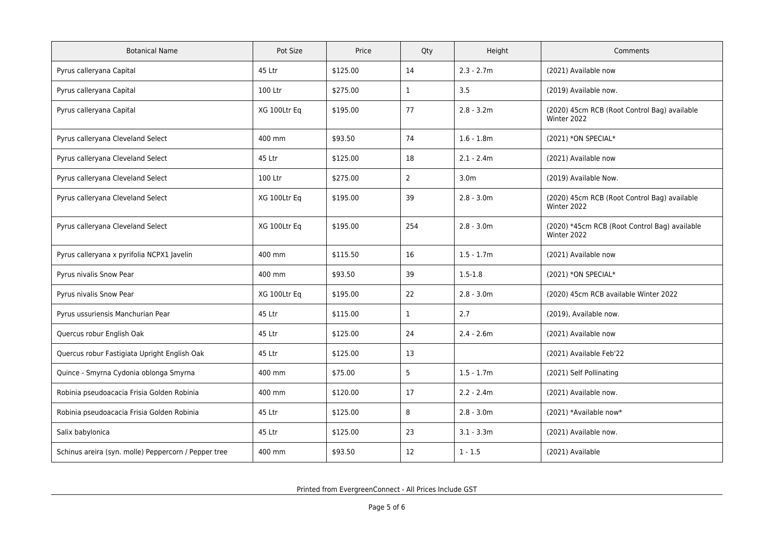| Botanical Name | Pot Size | Price | Qty | Height | Comments |
| --- | --- | --- | --- | --- | --- |
| Pyrus calleryana Capital | 45 Ltr | $125.00 | 14 | 2.3 - 2.7m | (2021) Available now |
| Pyrus calleryana Capital | 100 Ltr | $275.00 | 1 | 3.5 | (2019) Available now. |
| Pyrus calleryana Capital | XG 100Ltr Eq | $195.00 | 77 | 2.8 - 3.2m | (2020) 45cm RCB (Root Control Bag) available Winter 2022 |
| Pyrus calleryana Cleveland Select | 400 mm | $93.50 | 74 | 1.6 - 1.8m | (2021) *ON SPECIAL* |
| Pyrus calleryana Cleveland Select | 45 Ltr | $125.00 | 18 | 2.1 - 2.4m | (2021) Available now |
| Pyrus calleryana Cleveland Select | 100 Ltr | $275.00 | 2 | 3.0m | (2019) Available Now. |
| Pyrus calleryana Cleveland Select | XG 100Ltr Eq | $195.00 | 39 | 2.8 - 3.0m | (2020) 45cm RCB (Root Control Bag) available Winter 2022 |
| Pyrus calleryana Cleveland Select | XG 100Ltr Eq | $195.00 | 254 | 2.8 - 3.0m | (2020) *45cm RCB (Root Control Bag) available Winter 2022 |
| Pyrus calleryana x pyrifolia NCPX1 Javelin | 400 mm | $115.50 | 16 | 1.5 - 1.7m | (2021) Available now |
| Pyrus nivalis Snow Pear | 400 mm | $93.50 | 39 | 1.5-1.8 | (2021) *ON SPECIAL* |
| Pyrus nivalis Snow Pear | XG 100Ltr Eq | $195.00 | 22 | 2.8 - 3.0m | (2020) 45cm RCB available Winter 2022 |
| Pyrus ussuriensis Manchurian Pear | 45 Ltr | $115.00 | 1 | 2.7 | (2019), Available now. |
| Quercus robur English Oak | 45 Ltr | $125.00 | 24 | 2.4 - 2.6m | (2021) Available now |
| Quercus robur Fastigiata Upright English Oak | 45 Ltr | $125.00 | 13 | | (2021) Available Feb'22 |
| Quince - Smyrna Cydonia oblonga Smyrna | 400 mm | $75.00 | 5 | 1.5 - 1.7m | (2021) Self Pollinating |
| Robinia pseudoacacia Frisia Golden Robinia | 400 mm | $120.00 | 17 | 2.2 - 2.4m | (2021) Available now. |
| Robinia pseudoacacia Frisia Golden Robinia | 45 Ltr | $125.00 | 8 | 2.8 - 3.0m | (2021) *Available now* |
| Salix babylonica | 45 Ltr | $125.00 | 23 | 3.1 - 3.3m | (2021) Available now. |
| Schinus areira (syn. molle) Peppercorn / Pepper tree | 400 mm | $93.50 | 12 | 1 - 1.5 | (2021) Available |

Printed from EvergreenConnect - All Prices Include GST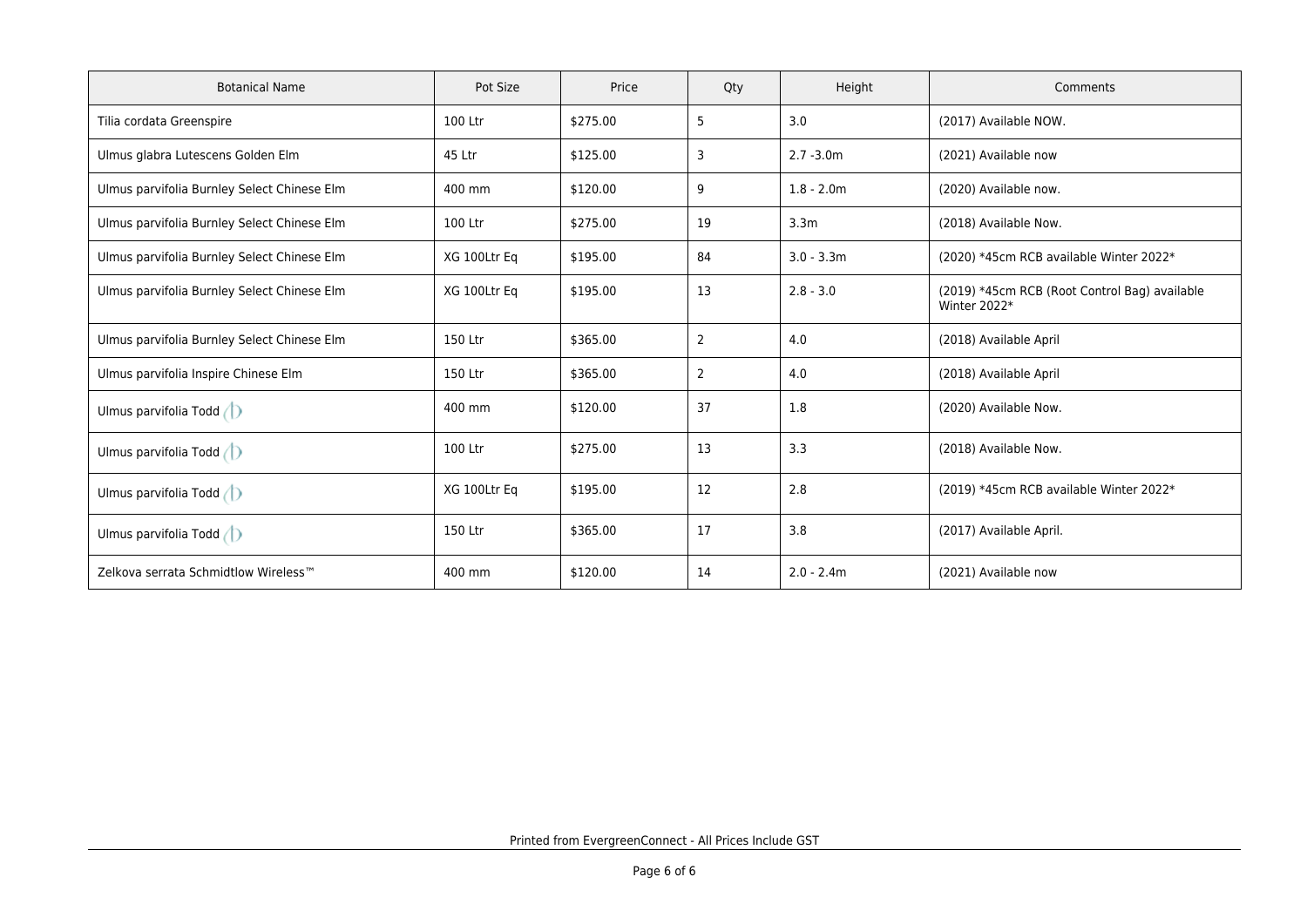| Botanical Name | Pot Size | Price | Qty | Height | Comments |
|---|---|---|---|---|---|
| Tilia cordata Greenspire | 100 Ltr | $275.00 | 5 | 3.0 | (2017) Available NOW. |
| Ulmus glabra Lutescens Golden Elm | 45 Ltr | $125.00 | 3 | 2.7 -3.0m | (2021) Available now |
| Ulmus parvifolia Burnley Select Chinese Elm | 400 mm | $120.00 | 9 | 1.8 - 2.0m | (2020) Available now. |
| Ulmus parvifolia Burnley Select Chinese Elm | 100 Ltr | $275.00 | 19 | 3.3m | (2018) Available Now. |
| Ulmus parvifolia Burnley Select Chinese Elm | XG 100Ltr Eq | $195.00 | 84 | 3.0 - 3.3m | (2020) *45cm RCB available Winter 2022* |
| Ulmus parvifolia Burnley Select Chinese Elm | XG 100Ltr Eq | $195.00 | 13 | 2.8 - 3.0 | (2019) *45cm RCB (Root Control Bag) available Winter 2022* |
| Ulmus parvifolia Burnley Select Chinese Elm | 150 Ltr | $365.00 | 2 | 4.0 | (2018) Available April |
| Ulmus parvifolia Inspire Chinese Elm | 150 Ltr | $365.00 | 2 | 4.0 | (2018) Available April |
| Ulmus parvifolia Todd | 400 mm | $120.00 | 37 | 1.8 | (2020) Available Now. |
| Ulmus parvifolia Todd | 100 Ltr | $275.00 | 13 | 3.3 | (2018) Available Now. |
| Ulmus parvifolia Todd | XG 100Ltr Eq | $195.00 | 12 | 2.8 | (2019) *45cm RCB available Winter 2022* |
| Ulmus parvifolia Todd | 150 Ltr | $365.00 | 17 | 3.8 | (2017) Available April. |
| Zelkova serrata Schmidtlow Wireless™ | 400 mm | $120.00 | 14 | 2.0 - 2.4m | (2021) Available now |

Printed from EvergreenConnect - All Prices Include GST